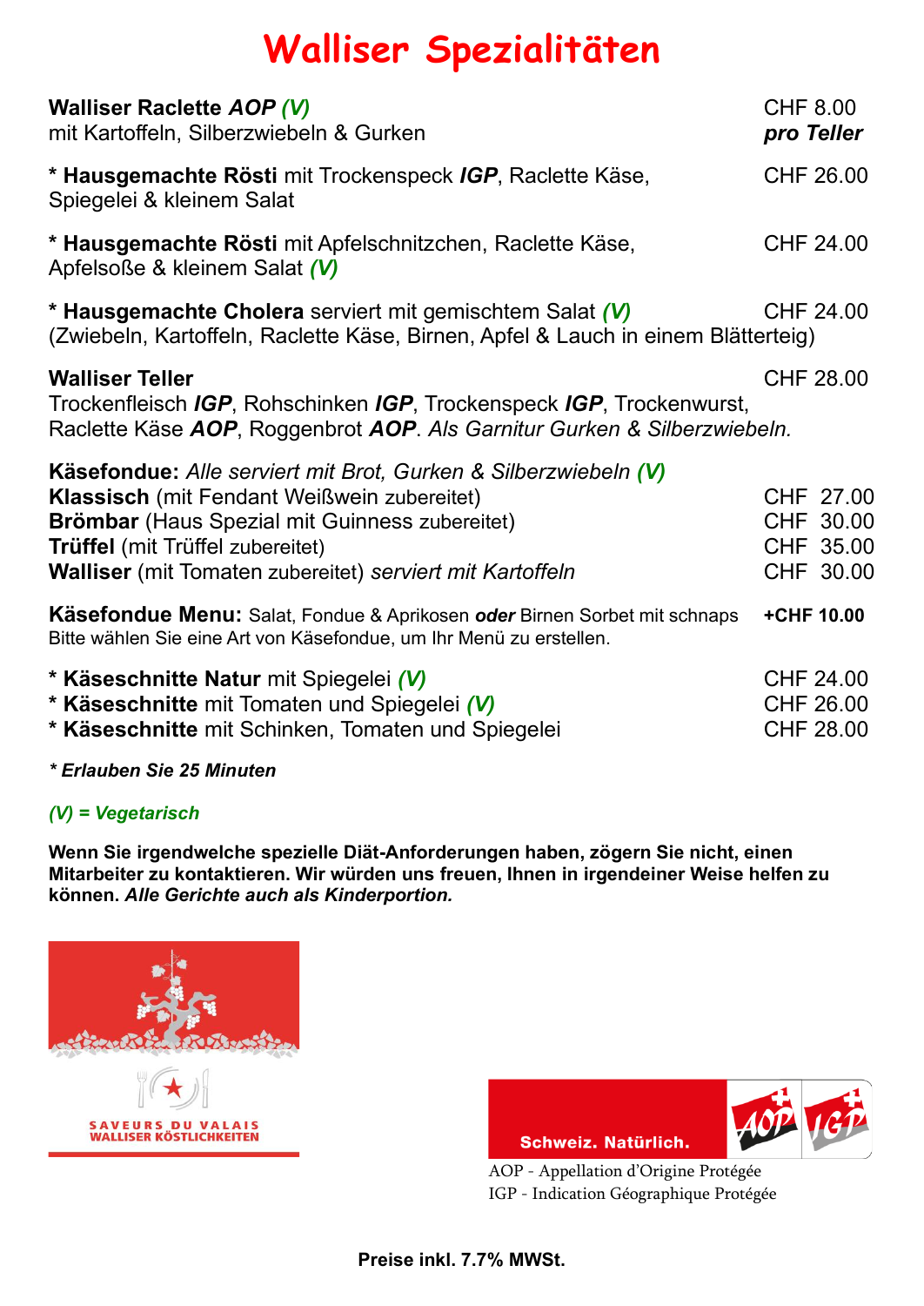# Walliser Spezialitäten

**Walliser Raclette** ***AOP*** ***(V)*** — CHF 8.00 ***pro Teller***
mit Kartoffeln, Silberzwiebeln & Gurken

* **Hausgemachte Rösti** mit Trockenspeck ***IGP***, Raclette Käse, Spiegelei & kleinem Salat — CHF 26.00

* **Hausgemachte Rösti** mit Apfelschnitzchen, Raclette Käse, Apfelsoße & kleinem Salat ***(V)*** — CHF 24.00

* **Hausgemachte Cholera** serviert mit gemischtem Salat ***(V)*** — CHF 24.00
(Zwiebeln, Kartoffeln, Raclette Käse, Birnen, Apfel & Lauch in einem Blätterteig)

**Walliser Teller** — CHF 28.00
Trockenfleisch ***IGP***, Rohschinken ***IGP***, Trockenspeck ***IGP***, Trockenwurst, Raclette Käse ***AOP***, Roggenbrot ***AOP***. *Als Garnitur Gurken & Silberzwiebeln.*

**Käsefondue:** *Alle serviert mit Brot, Gurken & Silberzwiebeln* ***(V)***

| | |
|---|---|
| **Klassisch** (mit Fendant Weißwein zubereitet) | CHF 27.00 |
| **Brömbar** (Haus Spezial mit Guinness zubereitet) | CHF 30.00 |
| **Trüffel** (mit Trüffel zubereitet) | CHF 35.00 |
| **Walliser** (mit Tomaten zubereitet) *serviert mit Kartoffeln* | CHF 30.00 |

**Käsefondue Menu:** Salat, Fondue & Aprikosen ***oder*** Birnen Sorbet mit schnaps — **+CHF 10.00**
Bitte wählen Sie eine Art von Käsefondue, um Ihr Menü zu erstellen.

| | |
|---|---|
| * **Käseschnitte Natur** mit Spiegelei ***(V)*** | CHF 24.00 |
| * **Käseschnitte** mit Tomaten und Spiegelei ***(V)*** | CHF 26.00 |
| * **Käseschnitte** mit Schinken, Tomaten und Spiegelei | CHF 28.00 |

***\* Erlauben Sie 25 Minuten***

***(V) = Vegetarisch***

**Wenn Sie irgendwelche spezielle Diät-Anforderungen haben, zögern Sie nicht, einen Mitarbeiter zu kontaktieren. Wir würden uns freuen, Ihnen in irgendeiner Weise helfen zu können.** ***Alle Gerichte auch als Kinderportion.***

SAVEURS DU VALAIS
WALLISER KÖSTLICHKEITEN

Schweiz. Natürlich. AOP IGP

AOP - Appellation d'Origine Protégée
IGP - Indication Géographique Protégée

**Preise inkl. 7.7% MWSt.**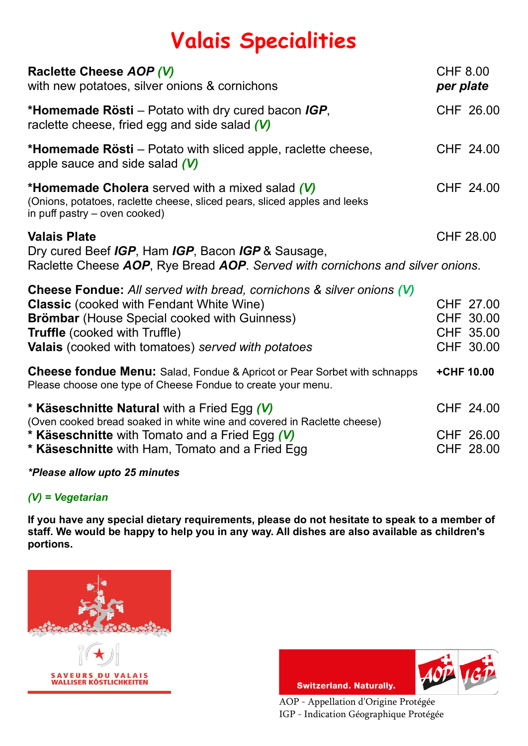# Valais Specialities

| | |
|---|---|
| **Raclette Cheese *AOP* *(V)*** with new potatoes, silver onions & cornichons | CHF 8.00 ***per plate*** |
| ***Homemade Rösti** – Potato with dry cured bacon ***IGP***, raclette cheese, fried egg and side salad ***(V)*** | CHF 26.00 |
| ***Homemade Rösti** – Potato with sliced apple, raclette cheese, apple sauce and side salad ***(V)*** | CHF 24.00 |
| ***Homemade Cholera** served with a mixed salad ***(V)*** (Onions, potatoes, raclette cheese, sliced pears, sliced apples and leeks in puff pastry – oven cooked) | CHF 24.00 |
| **Valais Plate** Dry cured Beef ***IGP***, Ham ***IGP***, Bacon ***IGP*** & Sausage, Raclette Cheese ***AOP***, Rye Bread ***AOP***. *Served with cornichons and silver onions.* | CHF 28.00 |

**Cheese Fondue:** *All served with bread, cornichons & silver onions* ***(V)***

| | |
|---|---|
| **Classic** (cooked with Fendant White Wine) | CHF 27.00 |
| **Brömbar** (House Special cooked with Guinness) | CHF 30.00 |
| **Truffle** (cooked with Truffle) | CHF 35.00 |
| **Valais** (cooked with tomatoes) *served with potatoes* | CHF 30.00 |

**Cheese fondue Menu:** Salad, Fondue & Apricot or Pear Sorbet with schnapps — **+CHF 10.00**
Please choose one type of Cheese Fondue to create your menu.

| | |
|---|---|
| * **Käseschnitte Natural** with a Fried Egg ***(V)*** (Oven cooked bread soaked in white wine and covered in Raclette cheese) | CHF 24.00 |
| * **Käseschnitte** with Tomato and a Fried Egg ***(V)*** | CHF 26.00 |
| * **Käseschnitte** with Ham, Tomato and a Fried Egg | CHF 28.00 |

***Please allow upto 25 minutes***

***(V) = Vegetarian***

**If you have any special dietary requirements, please do not hesitate to speak to a member of staff. We would be happy to help you in any way. All dishes are also available as children's portions.**

SAVEURS DU VALAIS
WALLISER KÖSTLICHKEITEN

Switzerland. Naturally.

AOP - Appellation d'Origine Protégée
IGP - Indication Géographique Protégée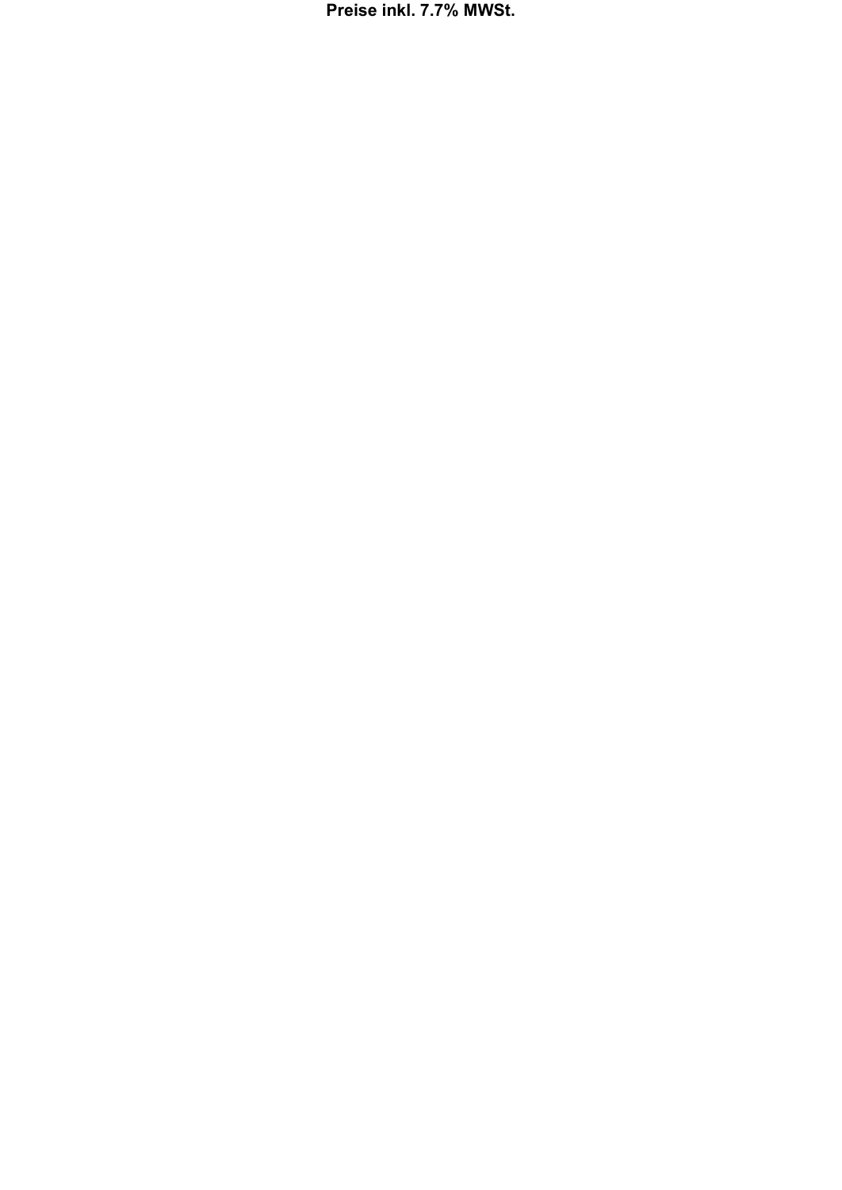**Preise inkl. 7.7% MWSt.**